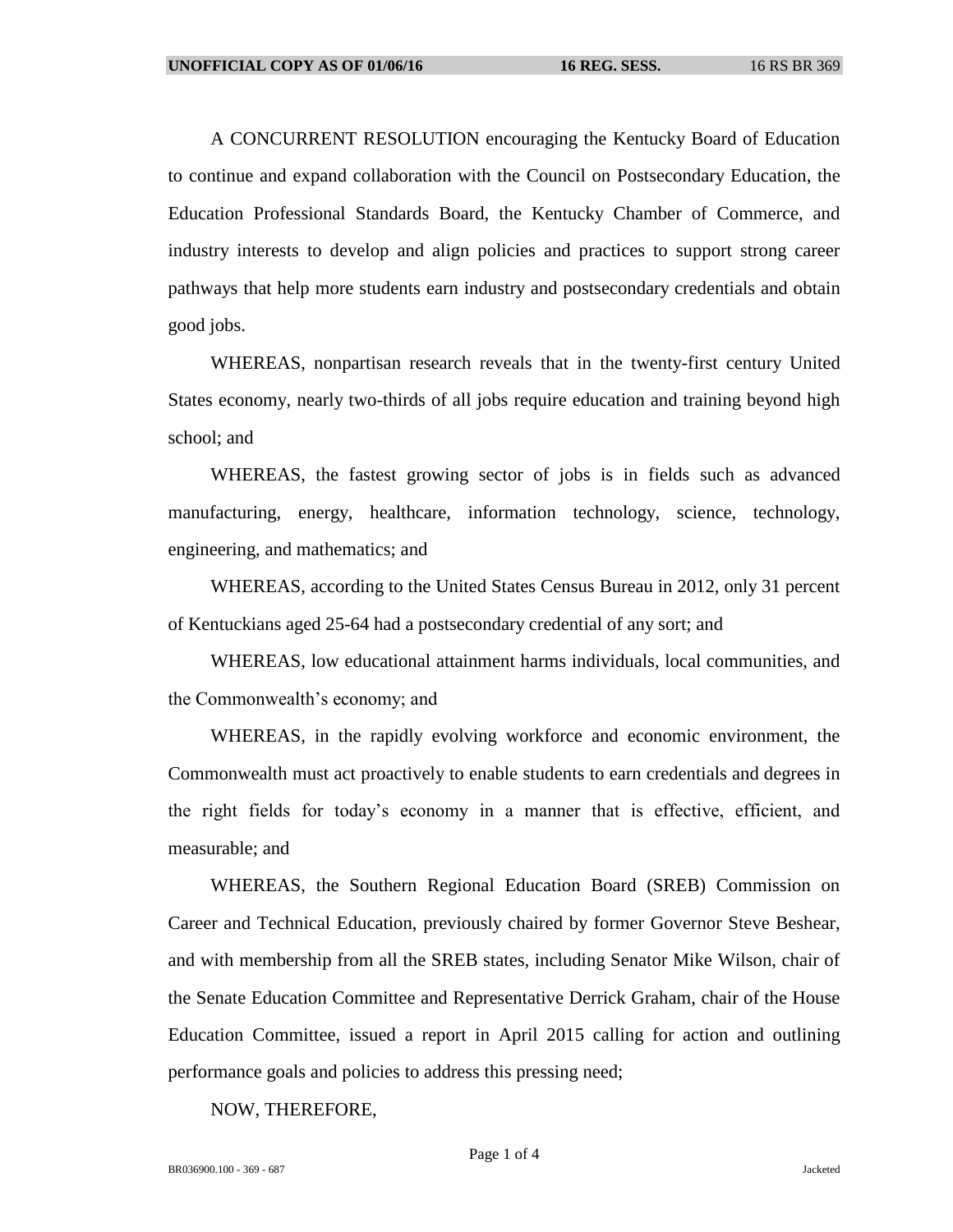A CONCURRENT RESOLUTION encouraging the Kentucky Board of Education to continue and expand collaboration with the Council on Postsecondary Education, the Education Professional Standards Board, the Kentucky Chamber of Commerce, and industry interests to develop and align policies and practices to support strong career pathways that help more students earn industry and postsecondary credentials and obtain good jobs.

WHEREAS, nonpartisan research reveals that in the twenty-first century United States economy, nearly two-thirds of all jobs require education and training beyond high school; and

WHEREAS, the fastest growing sector of jobs is in fields such as advanced manufacturing, energy, healthcare, information technology, science, technology, engineering, and mathematics; and

WHEREAS, according to the United States Census Bureau in 2012, only 31 percent of Kentuckians aged 25-64 had a postsecondary credential of any sort; and

WHEREAS, low educational attainment harms individuals, local communities, and the Commonwealth's economy; and

WHEREAS, in the rapidly evolving workforce and economic environment, the Commonwealth must act proactively to enable students to earn credentials and degrees in the right fields for today's economy in a manner that is effective, efficient, and measurable; and

WHEREAS, the Southern Regional Education Board (SREB) Commission on Career and Technical Education, previously chaired by former Governor Steve Beshear, and with membership from all the SREB states, including Senator Mike Wilson, chair of the Senate Education Committee and Representative Derrick Graham, chair of the House Education Committee, issued a report in April 2015 calling for action and outlining performance goals and policies to address this pressing need;

NOW, THEREFORE,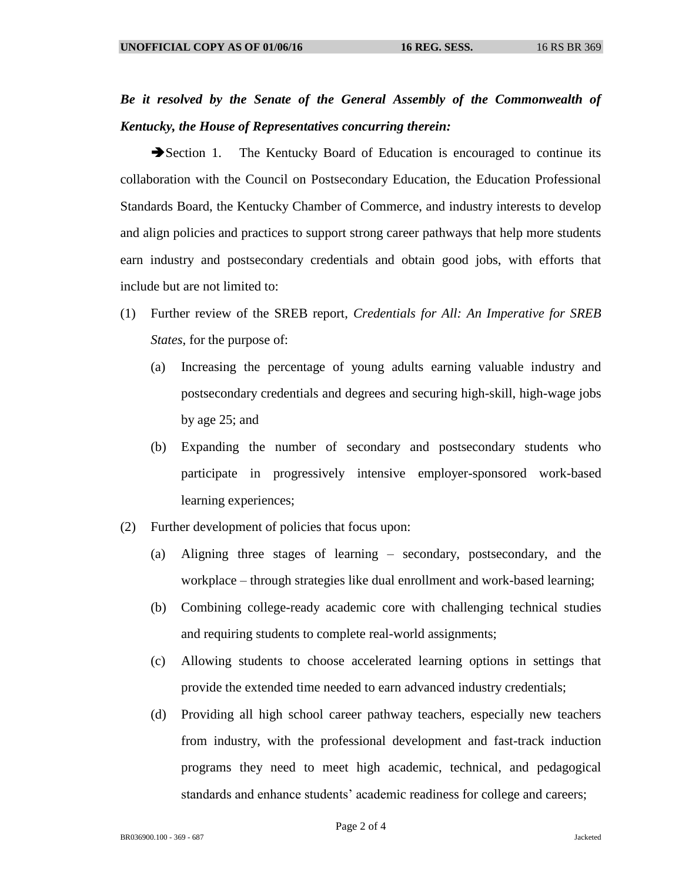***Be it resolved by the Senate of the General Assembly of the Commonwealth of Kentucky, the House of Representatives concurring therein:***

➔Section 1. The Kentucky Board of Education is encouraged to continue its collaboration with the Council on Postsecondary Education, the Education Professional Standards Board, the Kentucky Chamber of Commerce, and industry interests to develop and align policies and practices to support strong career pathways that help more students earn industry and postsecondary credentials and obtain good jobs, with efforts that include but are not limited to:

(1) Further review of the SREB report, *Credentials for All: An Imperative for SREB States*, for the purpose of:

   (a) Increasing the percentage of young adults earning valuable industry and postsecondary credentials and degrees and securing high-skill, high-wage jobs by age 25; and

   (b) Expanding the number of secondary and postsecondary students who participate in progressively intensive employer-sponsored work-based learning experiences;

(2) Further development of policies that focus upon:

   (a) Aligning three stages of learning – secondary, postsecondary, and the workplace – through strategies like dual enrollment and work-based learning;

   (b) Combining college-ready academic core with challenging technical studies and requiring students to complete real-world assignments;

   (c) Allowing students to choose accelerated learning options in settings that provide the extended time needed to earn advanced industry credentials;

   (d) Providing all high school career pathway teachers, especially new teachers from industry, with the professional development and fast-track induction programs they need to meet high academic, technical, and pedagogical standards and enhance students' academic readiness for college and careers;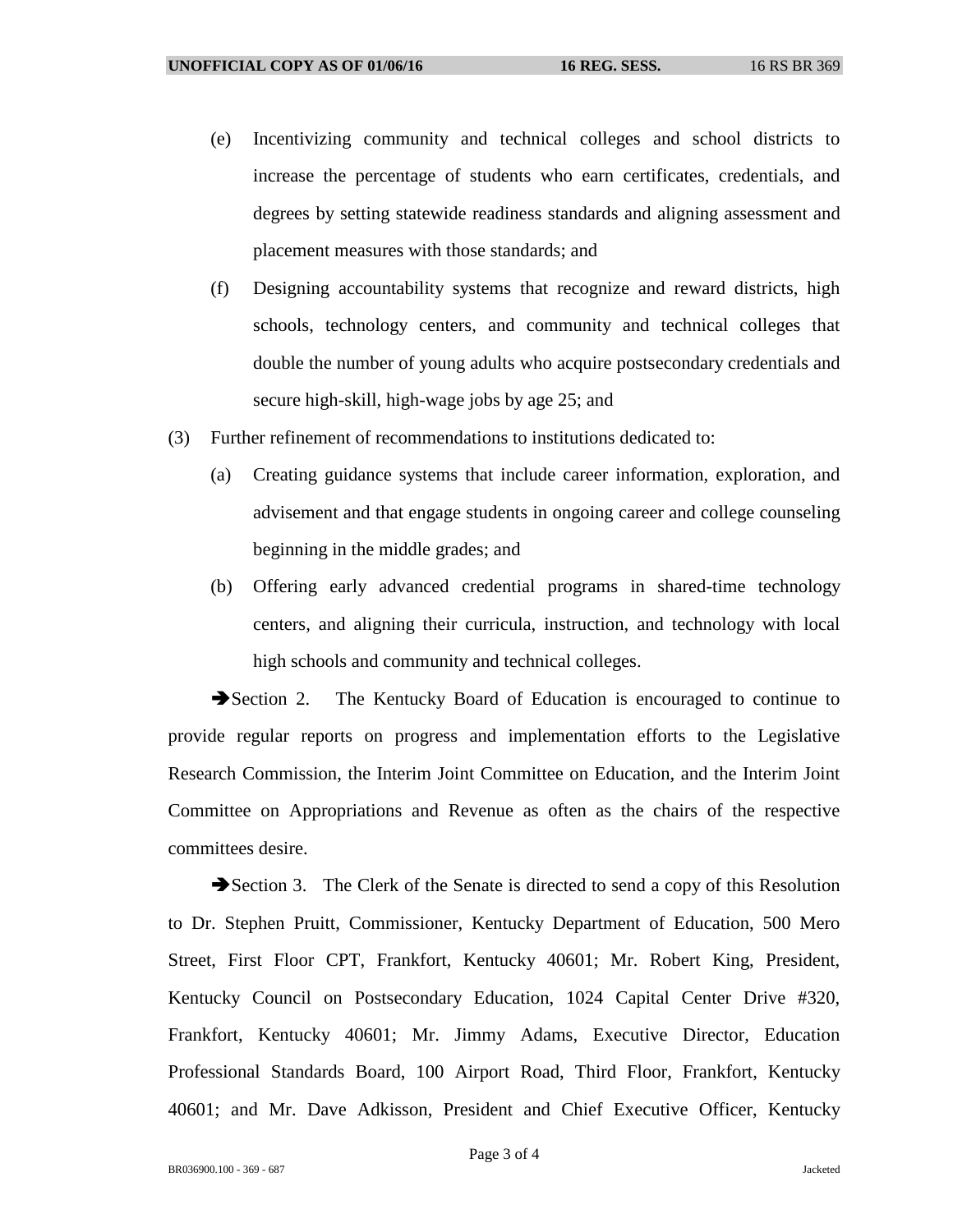(e) Incentivizing community and technical colleges and school districts to increase the percentage of students who earn certificates, credentials, and degrees by setting statewide readiness standards and aligning assessment and placement measures with those standards; and

(f) Designing accountability systems that recognize and reward districts, high schools, technology centers, and community and technical colleges that double the number of young adults who acquire postsecondary credentials and secure high-skill, high-wage jobs by age 25; and

(3) Further refinement of recommendations to institutions dedicated to:

(a) Creating guidance systems that include career information, exploration, and advisement and that engage students in ongoing career and college counseling beginning in the middle grades; and

(b) Offering early advanced credential programs in shared-time technology centers, and aligning their curricula, instruction, and technology with local high schools and community and technical colleges.

➔Section 2. The Kentucky Board of Education is encouraged to continue to provide regular reports on progress and implementation efforts to the Legislative Research Commission, the Interim Joint Committee on Education, and the Interim Joint Committee on Appropriations and Revenue as often as the chairs of the respective committees desire.

➔Section 3. The Clerk of the Senate is directed to send a copy of this Resolution to Dr. Stephen Pruitt, Commissioner, Kentucky Department of Education, 500 Mero Street, First Floor CPT, Frankfort, Kentucky 40601; Mr. Robert King, President, Kentucky Council on Postsecondary Education, 1024 Capital Center Drive #320, Frankfort, Kentucky 40601; Mr. Jimmy Adams, Executive Director, Education Professional Standards Board, 100 Airport Road, Third Floor, Frankfort, Kentucky 40601; and Mr. Dave Adkisson, President and Chief Executive Officer, Kentucky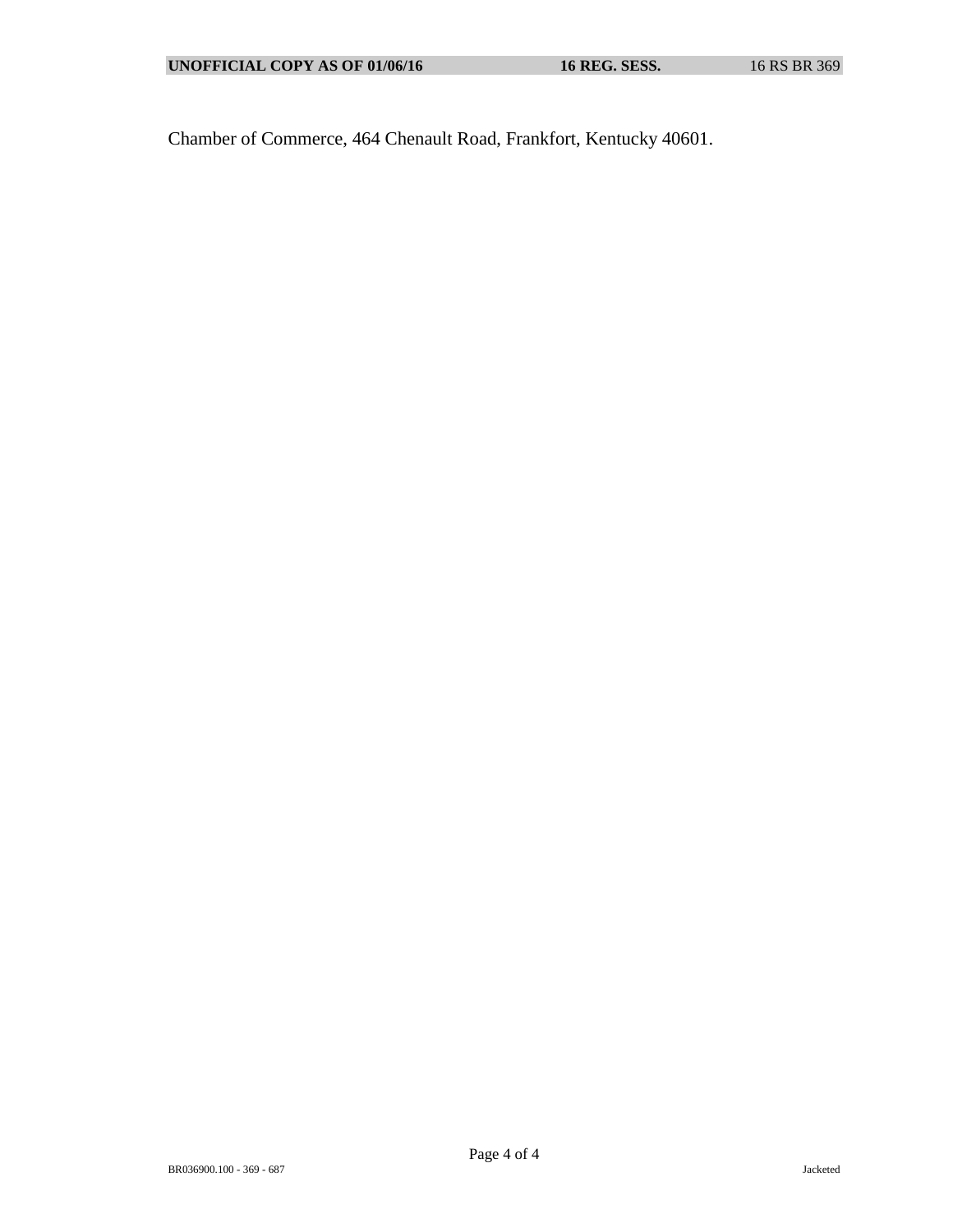Chamber of Commerce, 464 Chenault Road, Frankfort, Kentucky 40601.